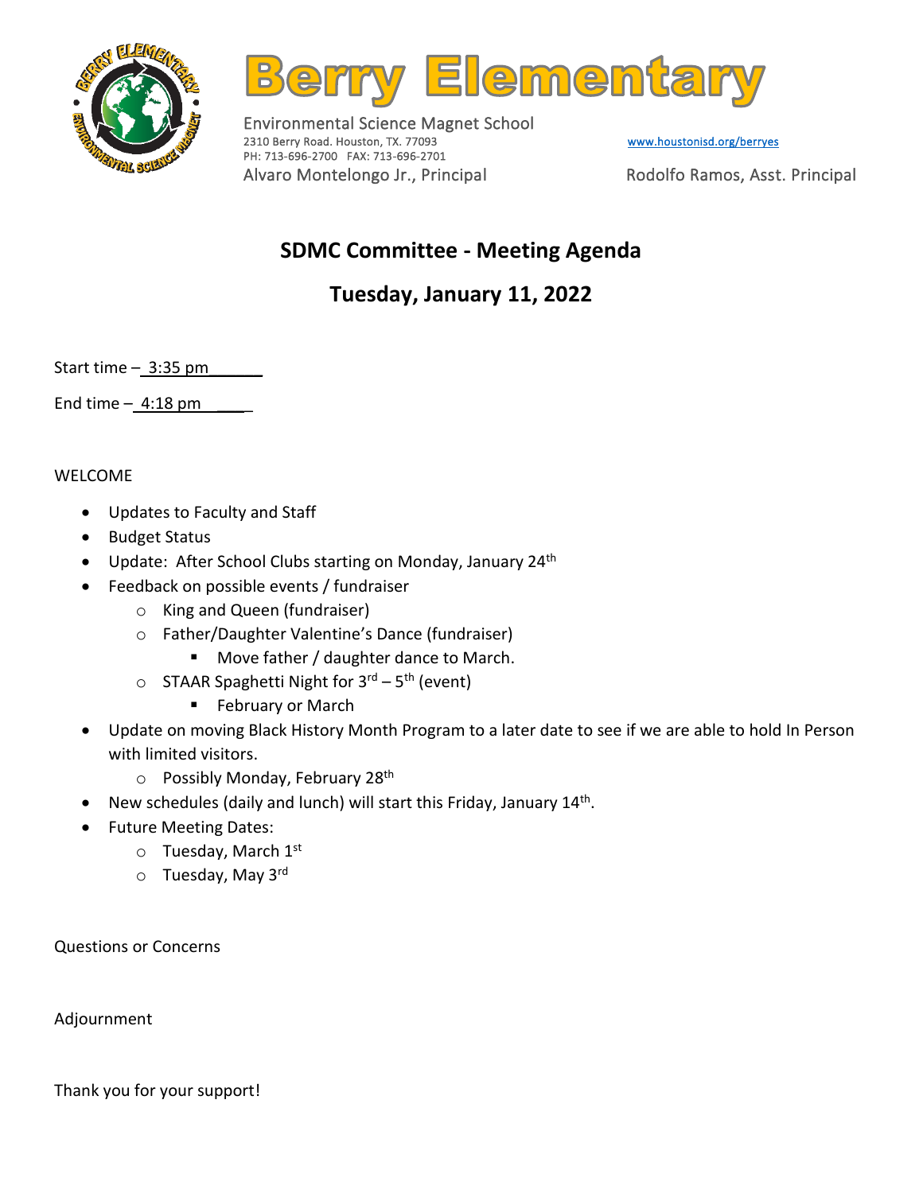# Berry Elementary

Environmental Science Magnet School
2310 Berry Road. Houston, TX. 77093
PH: 713-696-2700 FAX: 713-696-2701
www.houstonisd.org/berryes
Alvaro Montelongo Jr., Principal
Rodolfo Ramos, Asst. Principal

## SDMC Committee - Meeting Agenda

## Tuesday, January 11, 2022

Start time – 3:35 pm

End time – 4:18 pm

WELCOME

- Updates to Faculty and Staff
- Budget Status
- Update: After School Clubs starting on Monday, January 24th
- Feedback on possible events / fundraiser
  - King and Queen (fundraiser)
  - Father/Daughter Valentine's Dance (fundraiser)
    - Move father / daughter dance to March.
  - STAAR Spaghetti Night for 3rd – 5th (event)
    - February or March
- Update on moving Black History Month Program to a later date to see if we are able to hold In Person with limited visitors.
  - Possibly Monday, February 28th
- New schedules (daily and lunch) will start this Friday, January 14th.
- Future Meeting Dates:
  - Tuesday, March 1st
  - Tuesday, May 3rd

Questions or Concerns

Adjournment

Thank you for your support!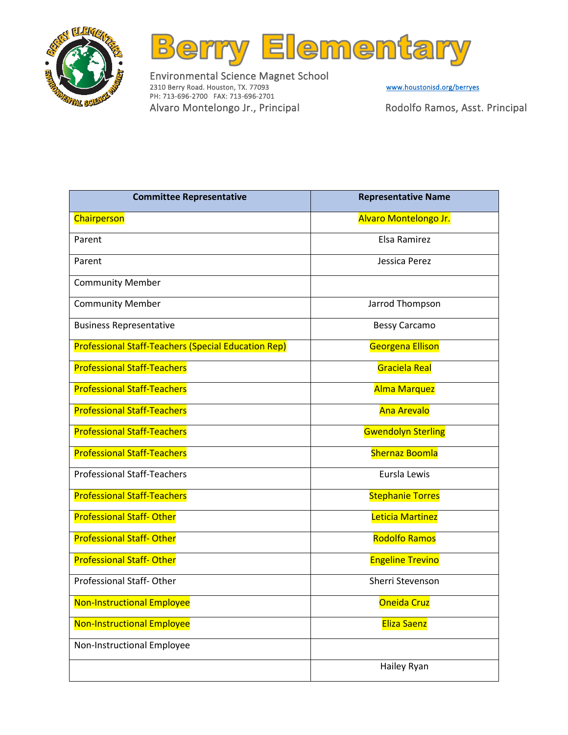# Berry Elementary

Environmental Science Magnet School
2310 Berry Road. Houston, TX. 77093
PH: 713-696-2700 FAX: 713-696-2701
www.houstonisd.org/berryes
Alvaro Montelongo Jr., Principal
Rodolfo Ramos, Asst. Principal

| Committee Representative | Representative Name |
|---|---|
| Chairperson | Alvaro Montelongo Jr. |
| Parent | Elsa Ramirez |
| Parent | Jessica Perez |
| Community Member | |
| Community Member | Jarrod Thompson |
| Business Representative | Bessy Carcamo |
| Professional Staff-Teachers (Special Education Rep) | Georgena Ellison |
| Professional Staff-Teachers | Graciela Real |
| Professional Staff-Teachers | Alma Marquez |
| Professional Staff-Teachers | Ana Arevalo |
| Professional Staff-Teachers | Gwendolyn Sterling |
| Professional Staff-Teachers | Shernaz Boomla |
| Professional Staff-Teachers | Eursla Lewis |
| Professional Staff-Teachers | Stephanie Torres |
| Professional Staff- Other | Leticia Martinez |
| Professional Staff- Other | Rodolfo Ramos |
| Professional Staff- Other | Engeline Trevino |
| Professional Staff- Other | Sherri Stevenson |
| Non-Instructional Employee | Oneida Cruz |
| Non-Instructional Employee | Eliza Saenz |
| Non-Instructional Employee | |
| | Hailey Ryan |